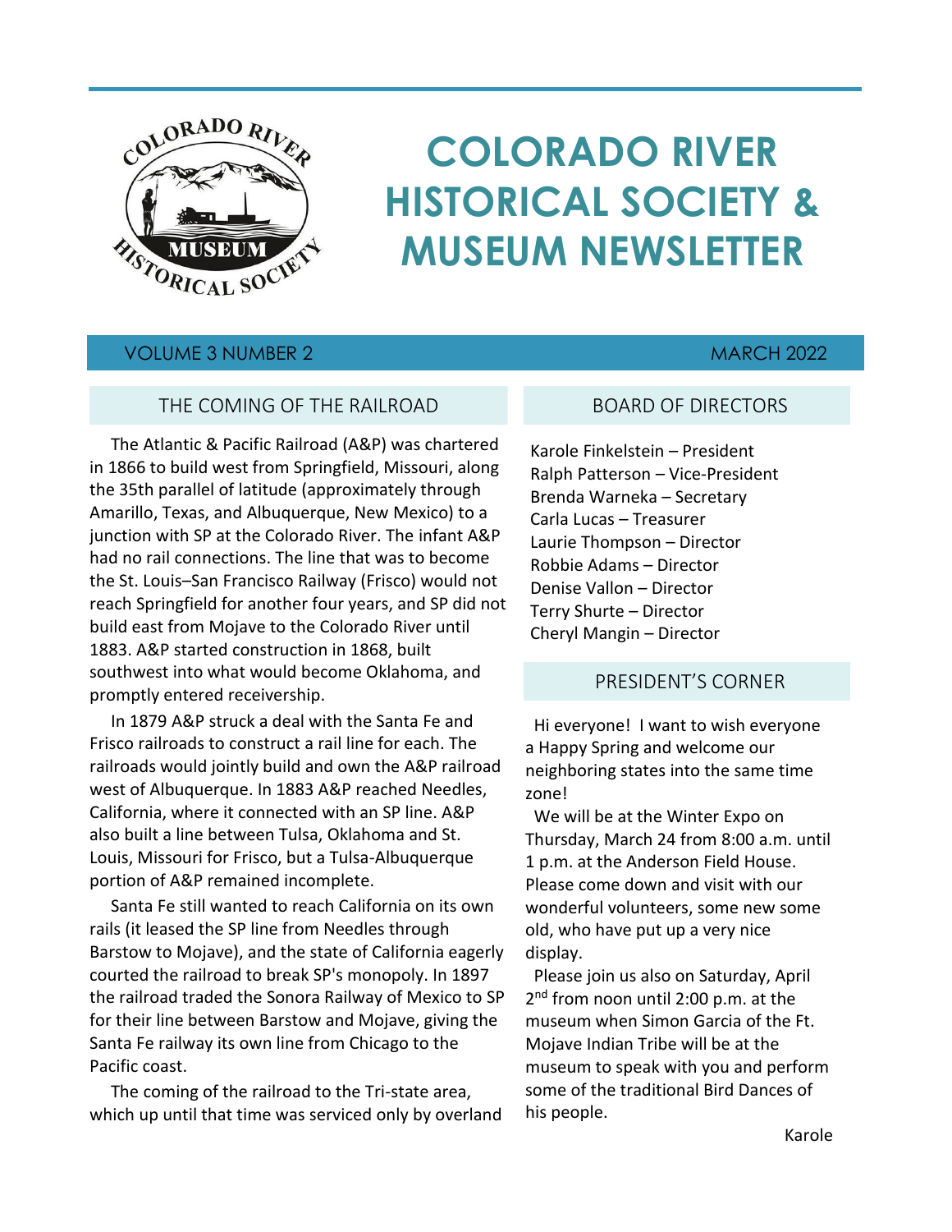# COLORADO RIVER HISTORICAL SOCIETY & MUSEUM NEWSLETTER

VOLUME 3 NUMBER 2 MARCH 2022

## THE COMING OF THE RAILROAD

The Atlantic & Pacific Railroad (A&P) was chartered in 1866 to build west from Springfield, Missouri, along the 35th parallel of latitude (approximately through Amarillo, Texas, and Albuquerque, New Mexico) to a junction with SP at the Colorado River. The infant A&P had no rail connections. The line that was to become the St. Louis–San Francisco Railway (Frisco) would not reach Springfield for another four years, and SP did not build east from Mojave to the Colorado River until 1883. A&P started construction in 1868, built southwest into what would become Oklahoma, and promptly entered receivership.

In 1879 A&P struck a deal with the Santa Fe and Frisco railroads to construct a rail line for each. The railroads would jointly build and own the A&P railroad west of Albuquerque. In 1883 A&P reached Needles, California, where it connected with an SP line. A&P also built a line between Tulsa, Oklahoma and St. Louis, Missouri for Frisco, but a Tulsa-Albuquerque portion of A&P remained incomplete.

Santa Fe still wanted to reach California on its own rails (it leased the SP line from Needles through Barstow to Mojave), and the state of California eagerly courted the railroad to break SP's monopoly. In 1897 the railroad traded the Sonora Railway of Mexico to SP for their line between Barstow and Mojave, giving the Santa Fe railway its own line from Chicago to the Pacific coast.

The coming of the railroad to the Tri-state area, which up until that time was serviced only by overland

## BOARD OF DIRECTORS

Karole Finkelstein – President
Ralph Patterson – Vice-President
Brenda Warneka – Secretary
Carla Lucas – Treasurer
Laurie Thompson – Director
Robbie Adams – Director
Denise Vallon – Director
Terry Shurte – Director
Cheryl Mangin – Director

## PRESIDENT'S CORNER

Hi everyone! I want to wish everyone a Happy Spring and welcome our neighboring states into the same time zone!

We will be at the Winter Expo on Thursday, March 24 from 8:00 a.m. until 1 p.m. at the Anderson Field House. Please come down and visit with our wonderful volunteers, some new some old, who have put up a very nice display.

Please join us also on Saturday, April 2nd from noon until 2:00 p.m. at the museum when Simon Garcia of the Ft. Mojave Indian Tribe will be at the museum to speak with you and perform some of the traditional Bird Dances of his people.

Karole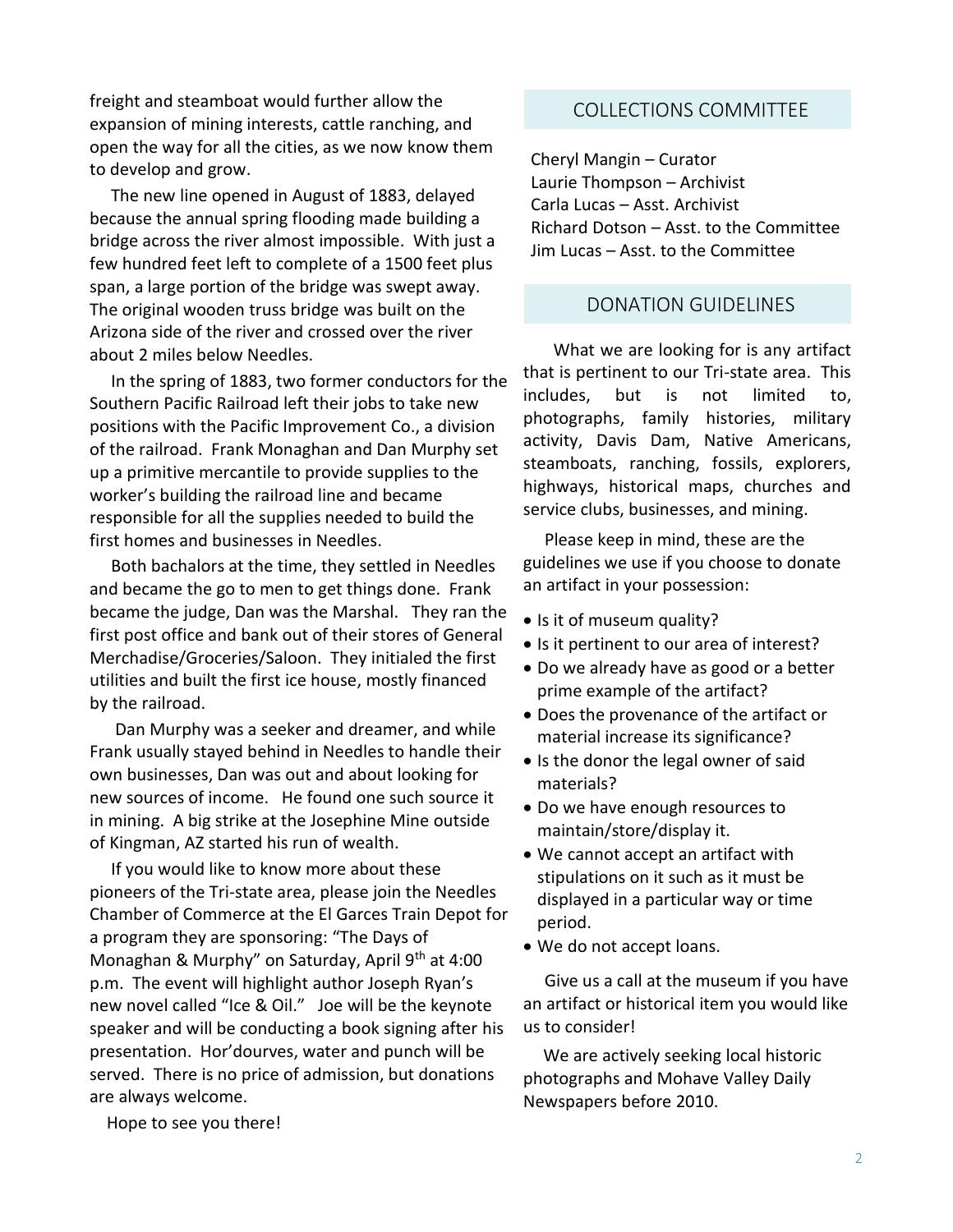freight and steamboat would further allow the expansion of mining interests, cattle ranching, and open the way for all the cities, as we now know them to develop and grow.

The new line opened in August of 1883, delayed because the annual spring flooding made building a bridge across the river almost impossible. With just a few hundred feet left to complete of a 1500 feet plus span, a large portion of the bridge was swept away. The original wooden truss bridge was built on the Arizona side of the river and crossed over the river about 2 miles below Needles.

In the spring of 1883, two former conductors for the Southern Pacific Railroad left their jobs to take new positions with the Pacific Improvement Co., a division of the railroad. Frank Monaghan and Dan Murphy set up a primitive mercantile to provide supplies to the worker's building the railroad line and became responsible for all the supplies needed to build the first homes and businesses in Needles.

Both bachalors at the time, they settled in Needles and became the go to men to get things done. Frank became the judge, Dan was the Marshal. They ran the first post office and bank out of their stores of General Merchadise/Groceries/Saloon. They initialed the first utilities and built the first ice house, mostly financed by the railroad.

Dan Murphy was a seeker and dreamer, and while Frank usually stayed behind in Needles to handle their own businesses, Dan was out and about looking for new sources of income. He found one such source it in mining. A big strike at the Josephine Mine outside of Kingman, AZ started his run of wealth.

If you would like to know more about these pioneers of the Tri-state area, please join the Needles Chamber of Commerce at the El Garces Train Depot for a program they are sponsoring: "The Days of Monaghan & Murphy" on Saturday, April 9th at 4:00 p.m. The event will highlight author Joseph Ryan's new novel called "Ice & Oil." Joe will be the keynote speaker and will be conducting a book signing after his presentation. Hor'dourves, water and punch will be served. There is no price of admission, but donations are always welcome.

Hope to see you there!

## COLLECTIONS COMMITTEE

Cheryl Mangin – Curator
Laurie Thompson – Archivist
Carla Lucas – Asst. Archivist
Richard Dotson – Asst. to the Committee
Jim Lucas – Asst. to the Committee

## DONATION GUIDELINES

What we are looking for is any artifact that is pertinent to our Tri-state area. This includes, but is not limited to, photographs, family histories, military activity, Davis Dam, Native Americans, steamboats, ranching, fossils, explorers, highways, historical maps, churches and service clubs, businesses, and mining.

Please keep in mind, these are the guidelines we use if you choose to donate an artifact in your possession:

- Is it of museum quality?
- Is it pertinent to our area of interest?
- Do we already have as good or a better prime example of the artifact?
- Does the provenance of the artifact or material increase its significance?
- Is the donor the legal owner of said materials?
- Do we have enough resources to maintain/store/display it.
- We cannot accept an artifact with stipulations on it such as it must be displayed in a particular way or time period.
- We do not accept loans.

Give us a call at the museum if you have an artifact or historical item you would like us to consider!

We are actively seeking local historic photographs and Mohave Valley Daily Newspapers before 2010.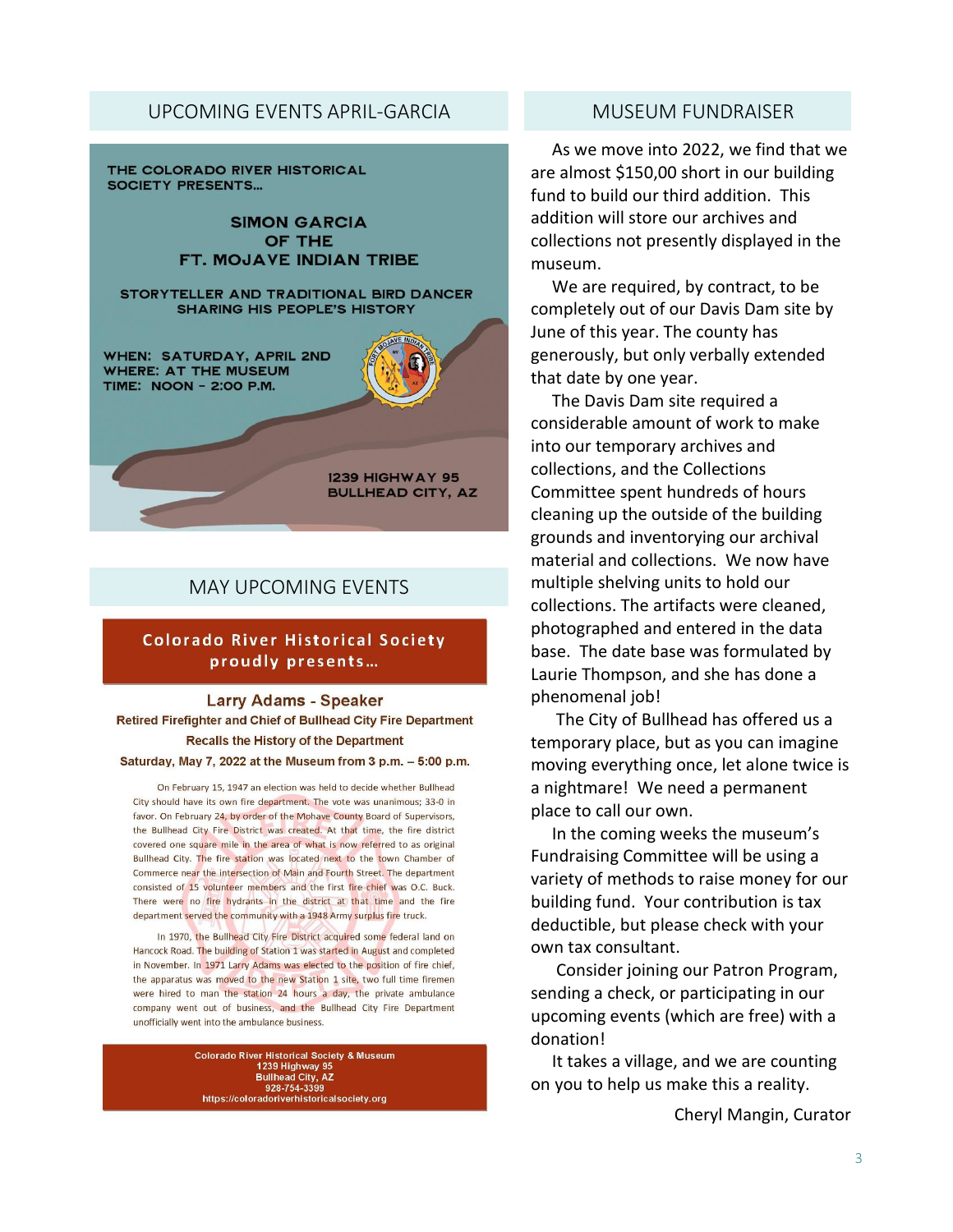## UPCOMING EVENTS APRIL-GARCIA

THE COLORADO RIVER HISTORICAL SOCIETY PRESENTS...

**SIMON GARCIA OF THE FT. MOJAVE INDIAN TRIBE**

STORYTELLER AND TRADITIONAL BIRD DANCER SHARING HIS PEOPLE'S HISTORY

WHEN: SATURDAY, APRIL 2ND
WHERE: AT THE MUSEUM
TIME: NOON – 2:00 P.M.

1239 HIGHWAY 95
BULLHEAD CITY, AZ

## MAY UPCOMING EVENTS

**Colorado River Historical Society proudly presents…**

**Larry Adams - Speaker**

**Retired Firefighter and Chief of Bullhead City Fire Department**

**Recalls the History of the Department**

**Saturday, May 7, 2022 at the Museum from 3 p.m. – 5:00 p.m.**

On February 15, 1947 an election was held to decide whether Bullhead City should have its own fire department. The vote was unanimous; 33-0 in favor. On February 24, by order of the Mohave County Board of Supervisors, the Bullhead City Fire District was created. At that time, the fire district covered one square mile in the area of what is now referred to as original Bullhead City. The fire station was located next to the town Chamber of Commerce near the intersection of Main and Fourth Street. The department consisted of 15 volunteer members and the first fire chief was O.C. Buck. There were no fire hydrants in the district at that time and the fire department served the community with a 1948 Army surplus fire truck.

In 1970, the Bullhead City Fire District acquired some federal land on Hancock Road. The building of Station 1 was started in August and completed in November. In 1971 Larry Adams was elected to the position of fire chief, the apparatus was moved to the new Station 1 site, two full time firemen were hired to man the station 24 hours a day, the private ambulance company went out of business, and the Bullhead City Fire Department unofficially went into the ambulance business.

**Colorado River Historical Society & Museum**
**1239 Highway 95**
**Bullhead City, AZ**
**928-754-3399**
**https://coloradoriverhistoricalsociety.org**

## MUSEUM FUNDRAISER

As we move into 2022, we find that we are almost $150,00 short in our building fund to build our third addition. This addition will store our archives and collections not presently displayed in the museum.

We are required, by contract, to be completely out of our Davis Dam site by June of this year. The county has generously, but only verbally extended that date by one year.

The Davis Dam site required a considerable amount of work to make into our temporary archives and collections, and the Collections Committee spent hundreds of hours cleaning up the outside of the building grounds and inventorying our archival material and collections. We now have multiple shelving units to hold our collections. The artifacts were cleaned, photographed and entered in the data base. The date base was formulated by Laurie Thompson, and she has done a phenomenal job!

The City of Bullhead has offered us a temporary place, but as you can imagine moving everything once, let alone twice is a nightmare! We need a permanent place to call our own.

In the coming weeks the museum's Fundraising Committee will be using a variety of methods to raise money for our building fund. Your contribution is tax deductible, but please check with your own tax consultant.

Consider joining our Patron Program, sending a check, or participating in our upcoming events (which are free) with a donation!

It takes a village, and we are counting on you to help us make this a reality.

Cheryl Mangin, Curator